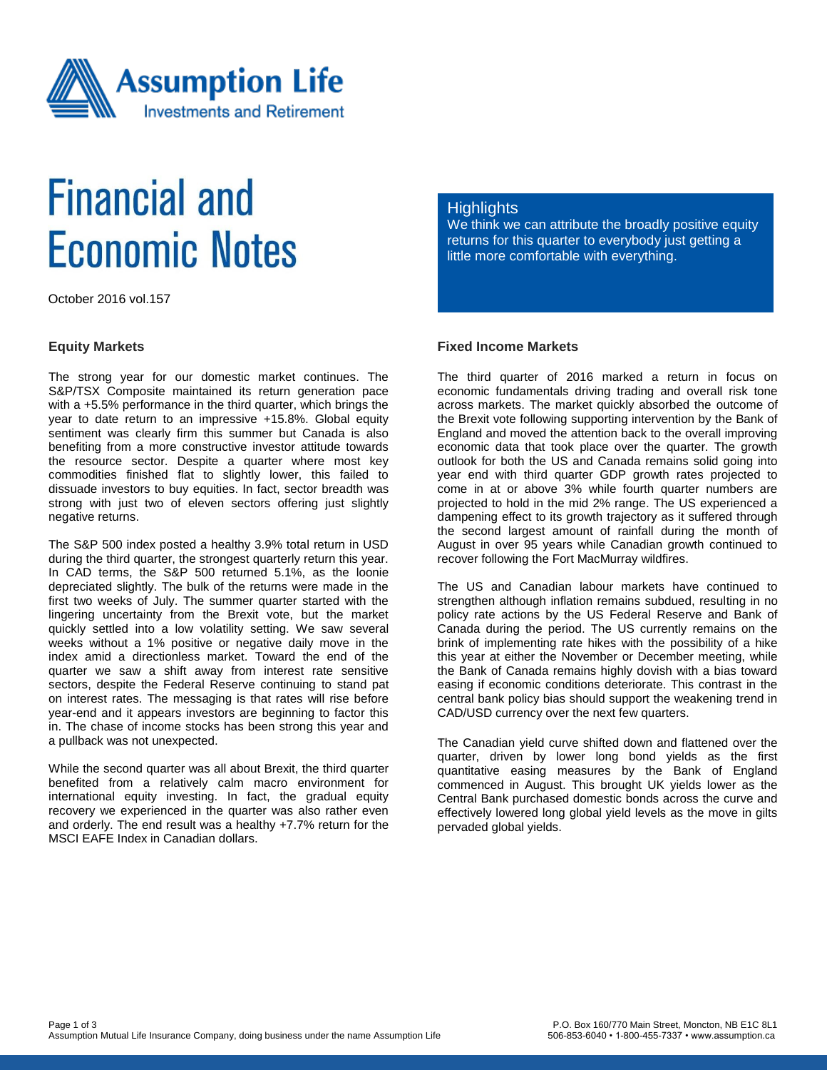# Financial and Economic Notes

October 2016 vol.157

## Highlights

We think we can attribute the broadly positive equity returns for this quarter to everybody just getting a little more comfortable with everything.

### Equity Markets

The strong year for our domestic market continues. The S&P/TSX Composite maintained its return generation pace with a +5.5% performance in the third quarter, which brings the year to date return to an impressive +15.8%. Global equity sentiment was clearly firm this summer but Canada is also benefiting from a more constructive investor attitude towards the resource sector. Despite a quarter where most key commodities finished flat to slightly lower, this failed to dissuade investors to buy equities. In fact, sector breadth was strong with just two of eleven sectors offering just slightly negative returns.

The S&P 500 index posted a healthy 3.9% total return in USD during the third quarter, the strongest quarterly return this year. In CAD terms, the S&P 500 returned 5.1%, as the loonie depreciated slightly. The bulk of the returns were made in the first two weeks of July. The summer quarter started with the lingering uncertainty from the Brexit vote, but the market quickly settled into a low volatility setting. We saw several weeks without a 1% positive or negative daily move in the index amid a directionless market. Toward the end of the quarter we saw a shift away from interest rate sensitive sectors, despite the Federal Reserve continuing to stand pat on interest rates. The messaging is that rates will rise before year-end and it appears investors are beginning to factor this in. The chase of income stocks has been strong this year and a pullback was not unexpected.

While the second quarter was all about Brexit, the third quarter benefited from a relatively calm macro environment for international equity investing. In fact, the gradual equity recovery we experienced in the quarter was also rather even and orderly. The end result was a healthy +7.7% return for the MSCI EAFE Index in Canadian dollars.

### Fixed Income Markets

The third quarter of 2016 marked a return in focus on economic fundamentals driving trading and overall risk tone across markets. The market quickly absorbed the outcome of the Brexit vote following supporting intervention by the Bank of England and moved the attention back to the overall improving economic data that took place over the quarter. The growth outlook for both the US and Canada remains solid going into year end with third quarter GDP growth rates projected to come in at or above 3% while fourth quarter numbers are projected to hold in the mid 2% range. The US experienced a dampening effect to its growth trajectory as it suffered through the second largest amount of rainfall during the month of August in over 95 years while Canadian growth continued to recover following the Fort MacMurray wildfires.

The US and Canadian labour markets have continued to strengthen although inflation remains subdued, resulting in no policy rate actions by the US Federal Reserve and Bank of Canada during the period. The US currently remains on the brink of implementing rate hikes with the possibility of a hike this year at either the November or December meeting, while the Bank of Canada remains highly dovish with a bias toward easing if economic conditions deteriorate. This contrast in the central bank policy bias should support the weakening trend in CAD/USD currency over the next few quarters.

The Canadian yield curve shifted down and flattened over the quarter, driven by lower long bond yields as the first quantitative easing measures by the Bank of England commenced in August. This brought UK yields lower as the Central Bank purchased domestic bonds across the curve and effectively lowered long global yield levels as the move in gilts pervaded global yields.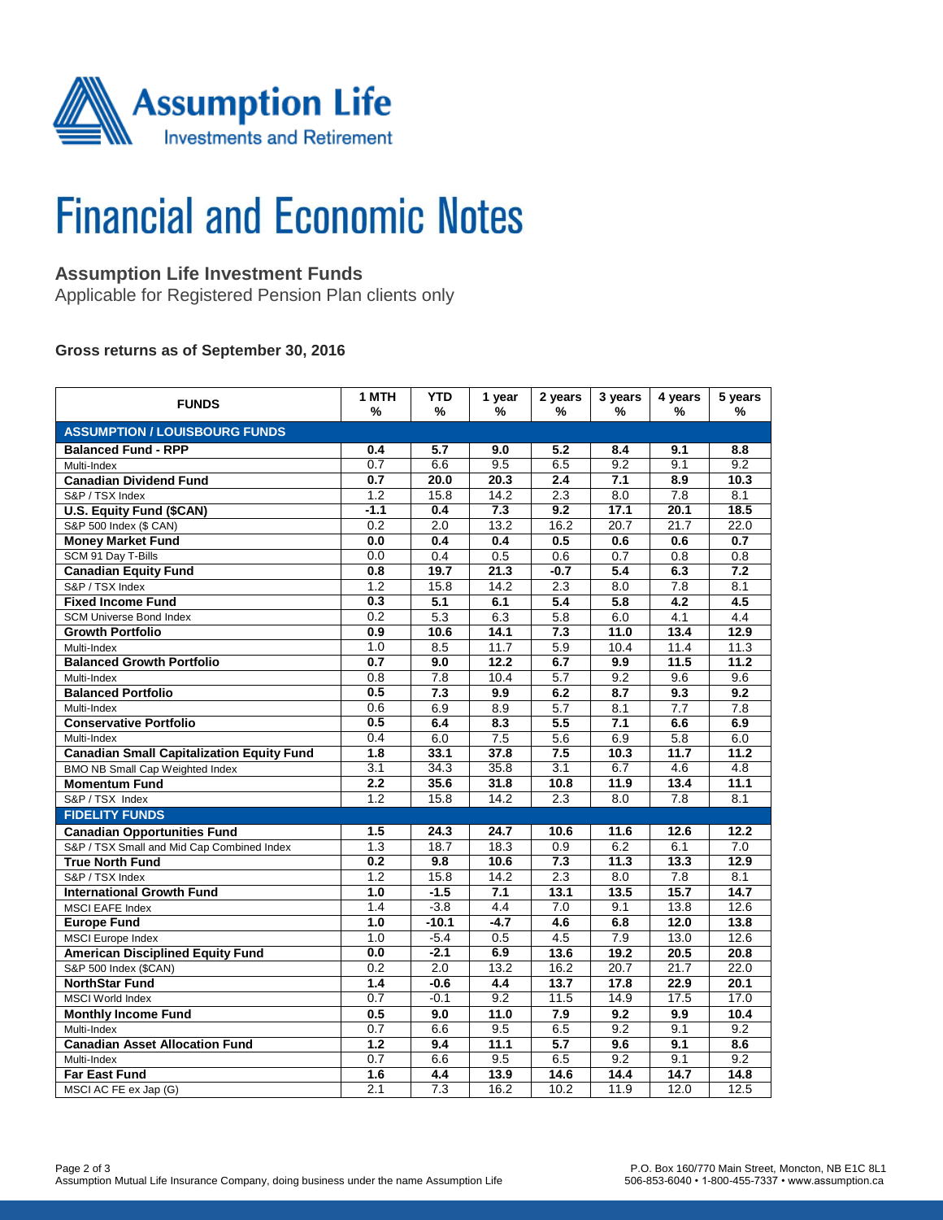Assumption Life
Investments and Retirement

# Financial and Economic Notes

## Assumption Life Investment Funds

Applicable for Registered Pension Plan clients only

### Gross returns as of September 30, 2016

| FUNDS | 1 MTH % | YTD % | 1 year % | 2 years % | 3 years % | 4 years % | 5 years % |
|---|---|---|---|---|---|---|---|
| **ASSUMPTION / LOUISBOURG FUNDS** | | | | | | | |
| **Balanced Fund - RPP** | **0.4** | **5.7** | **9.0** | **5.2** | **8.4** | **9.1** | **8.8** |
| Multi-Index | 0.7 | 6.6 | 9.5 | 6.5 | 9.2 | 9.1 | 9.2 |
| **Canadian Dividend Fund** | **0.7** | **20.0** | **20.3** | **2.4** | **7.1** | **8.9** | **10.3** |
| S&P / TSX Index | 1.2 | 15.8 | 14.2 | 2.3 | 8.0 | 7.8 | 8.1 |
| **U.S. Equity Fund ($CAN)** | **-1.1** | **0.4** | **7.3** | **9.2** | **17.1** | **20.1** | **18.5** |
| S&P 500 Index ($ CAN) | 0.2 | 2.0 | 13.2 | 16.2 | 20.7 | 21.7 | 22.0 |
| **Money Market Fund** | **0.0** | **0.4** | **0.4** | **0.5** | **0.6** | **0.6** | **0.7** |
| SCM 91 Day T-Bills | 0.0 | 0.4 | 0.5 | 0.6 | 0.7 | 0.8 | 0.8 |
| **Canadian Equity Fund** | **0.8** | **19.7** | **21.3** | **-0.7** | **5.4** | **6.3** | **7.2** |
| S&P / TSX Index | 1.2 | 15.8 | 14.2 | 2.3 | 8.0 | 7.8 | 8.1 |
| **Fixed Income Fund** | **0.3** | **5.1** | **6.1** | **5.4** | **5.8** | **4.2** | **4.5** |
| SCM Universe Bond Index | 0.2 | 5.3 | 6.3 | 5.8 | 6.0 | 4.1 | 4.4 |
| **Growth Portfolio** | **0.9** | **10.6** | **14.1** | **7.3** | **11.0** | **13.4** | **12.9** |
| Multi-Index | 1.0 | 8.5 | 11.7 | 5.9 | 10.4 | 11.4 | 11.3 |
| **Balanced Growth Portfolio** | **0.7** | **9.0** | **12.2** | **6.7** | **9.9** | **11.5** | **11.2** |
| Multi-Index | 0.8 | 7.8 | 10.4 | 5.7 | 9.2 | 9.6 | 9.6 |
| **Balanced Portfolio** | **0.5** | **7.3** | **9.9** | **6.2** | **8.7** | **9.3** | **9.2** |
| Multi-Index | 0.6 | 6.9 | 8.9 | 5.7 | 8.1 | 7.7 | 7.8 |
| **Conservative Portfolio** | **0.5** | **6.4** | **8.3** | **5.5** | **7.1** | **6.6** | **6.9** |
| Multi-Index | 0.4 | 6.0 | 7.5 | 5.6 | 6.9 | 5.8 | 6.0 |
| **Canadian Small Capitalization Equity Fund** | **1.8** | **33.1** | **37.8** | **7.5** | **10.3** | **11.7** | **11.2** |
| BMO NB Small Cap Weighted Index | 3.1 | 34.3 | 35.8 | 3.1 | 6.7 | 4.6 | 4.8 |
| **Momentum Fund** | **2.2** | **35.6** | **31.8** | **10.8** | **11.9** | **13.4** | **11.1** |
| S&P / TSX Index | 1.2 | 15.8 | 14.2 | 2.3 | 8.0 | 7.8 | 8.1 |
| **FIDELITY FUNDS** | | | | | | | |
| **Canadian Opportunities Fund** | **1.5** | **24.3** | **24.7** | **10.6** | **11.6** | **12.6** | **12.2** |
| S&P / TSX Small and Mid Cap Combined Index | 1.3 | 18.7 | 18.3 | 0.9 | 6.2 | 6.1 | 7.0 |
| **True North Fund** | **0.2** | **9.8** | **10.6** | **7.3** | **11.3** | **13.3** | **12.9** |
| S&P / TSX Index | 1.2 | 15.8 | 14.2 | 2.3 | 8.0 | 7.8 | 8.1 |
| **International Growth Fund** | **1.0** | **-1.5** | **7.1** | **13.1** | **13.5** | **15.7** | **14.7** |
| MSCI EAFE Index | 1.4 | -3.8 | 4.4 | 7.0 | 9.1 | 13.8 | 12.6 |
| **Europe Fund** | **1.0** | **-10.1** | **-4.7** | **4.6** | **6.8** | **12.0** | **13.8** |
| MSCI Europe Index | 1.0 | -5.4 | 0.5 | 4.5 | 7.9 | 13.0 | 12.6 |
| **American Disciplined Equity Fund** | **0.0** | **-2.1** | **6.9** | **13.6** | **19.2** | **20.5** | **20.8** |
| S&P 500 Index ($CAN) | 0.2 | 2.0 | 13.2 | 16.2 | 20.7 | 21.7 | 22.0 |
| **NorthStar Fund** | **1.4** | **-0.6** | **4.4** | **13.7** | **17.8** | **22.9** | **20.1** |
| MSCI World Index | 0.7 | -0.1 | 9.2 | 11.5 | 14.9 | 17.5 | 17.0 |
| **Monthly Income Fund** | **0.5** | **9.0** | **11.0** | **7.9** | **9.2** | **9.9** | **10.4** |
| Multi-Index | 0.7 | 6.6 | 9.5 | 6.5 | 9.2 | 9.1 | 9.2 |
| **Canadian Asset Allocation Fund** | **1.2** | **9.4** | **11.1** | **5.7** | **9.6** | **9.1** | **8.6** |
| Multi-Index | 0.7 | 6.6 | 9.5 | 6.5 | 9.2 | 9.1 | 9.2 |
| **Far East Fund** | **1.6** | **4.4** | **13.9** | **14.6** | **14.4** | **14.7** | **14.8** |
| MSCI AC FE ex Jap (G) | 2.1 | 7.3 | 16.2 | 10.2 | 11.9 | 12.0 | 12.5 |

Assumption Mutual Life Insurance Company, doing business under the name Assumption Life

P.O. Box 160/770 Main Street, Moncton, NB E1C 8L1
506-853-6040 • 1-800-455-7337 • www.assumption.ca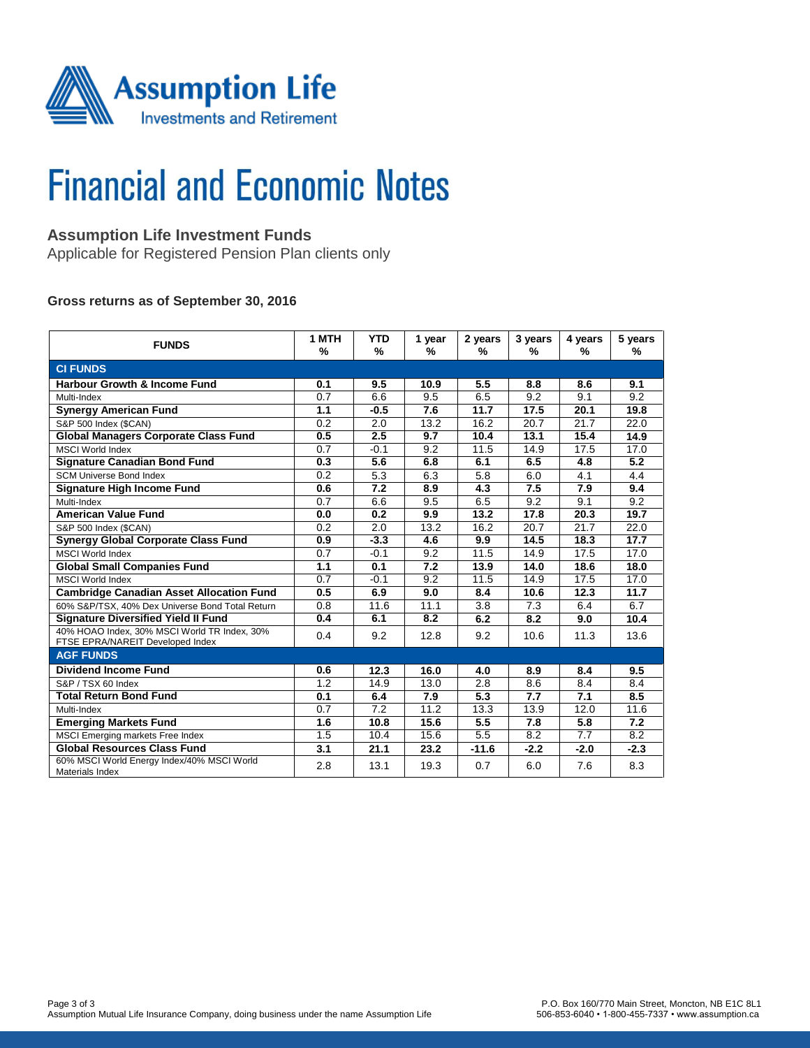Assumption Life
Investments and Retirement

# Financial and Economic Notes

## Assumption Life Investment Funds

Applicable for Registered Pension Plan clients only

### Gross returns as of September 30, 2016

| FUNDS | 1 MTH % | YTD % | 1 year % | 2 years % | 3 years % | 4 years % | 5 years % |
|---|---|---|---|---|---|---|---|
| **CI FUNDS** | | | | | | | |
| **Harbour Growth & Income Fund** | **0.1** | **9.5** | **10.9** | **5.5** | **8.8** | **8.6** | **9.1** |
| Multi-Index | 0.7 | 6.6 | 9.5 | 6.5 | 9.2 | 9.1 | 9.2 |
| **Synergy American Fund** | **1.1** | **-0.5** | **7.6** | **11.7** | **17.5** | **20.1** | **19.8** |
| S&P 500 Index ($CAN) | 0.2 | 2.0 | 13.2 | 16.2 | 20.7 | 21.7 | 22.0 |
| **Global Managers Corporate Class Fund** | **0.5** | **2.5** | **9.7** | **10.4** | **13.1** | **15.4** | **14.9** |
| MSCI World Index | 0.7 | -0.1 | 9.2 | 11.5 | 14.9 | 17.5 | 17.0 |
| **Signature Canadian Bond Fund** | **0.3** | **5.6** | **6.8** | **6.1** | **6.5** | **4.8** | **5.2** |
| SCM Universe Bond Index | 0.2 | 5.3 | 6.3 | 5.8 | 6.0 | 4.1 | 4.4 |
| **Signature High Income Fund** | **0.6** | **7.2** | **8.9** | **4.3** | **7.5** | **7.9** | **9.4** |
| Multi-Index | 0.7 | 6.6 | 9.5 | 6.5 | 9.2 | 9.1 | 9.2 |
| **American Value Fund** | **0.0** | **0.2** | **9.9** | **13.2** | **17.8** | **20.3** | **19.7** |
| S&P 500 Index ($CAN) | 0.2 | 2.0 | 13.2 | 16.2 | 20.7 | 21.7 | 22.0 |
| **Synergy Global Corporate Class Fund** | **0.9** | **-3.3** | **4.6** | **9.9** | **14.5** | **18.3** | **17.7** |
| MSCI World Index | 0.7 | -0.1 | 9.2 | 11.5 | 14.9 | 17.5 | 17.0 |
| **Global Small Companies Fund** | **1.1** | **0.1** | **7.2** | **13.9** | **14.0** | **18.6** | **18.0** |
| MSCI World Index | 0.7 | -0.1 | 9.2 | 11.5 | 14.9 | 17.5 | 17.0 |
| **Cambridge Canadian Asset Allocation Fund** | **0.5** | **6.9** | **9.0** | **8.4** | **10.6** | **12.3** | **11.7** |
| 60% S&P/TSX, 40% Dex Universe Bond Total Return | 0.8 | 11.6 | 11.1 | 3.8 | 7.3 | 6.4 | 6.7 |
| **Signature Diversified Yield II Fund** | **0.4** | **6.1** | **8.2** | **6.2** | **8.2** | **9.0** | **10.4** |
| 40% HOAO Index, 30% MSCI World TR Index, 30% FTSE EPRA/NAREIT Developed Index | 0.4 | 9.2 | 12.8 | 9.2 | 10.6 | 11.3 | 13.6 |
| **AGF FUNDS** | | | | | | | |
| **Dividend Income Fund** | **0.6** | **12.3** | **16.0** | **4.0** | **8.9** | **8.4** | **9.5** |
| S&P / TSX 60 Index | 1.2 | 14.9 | 13.0 | 2.8 | 8.6 | 8.4 | 8.4 |
| **Total Return Bond Fund** | **0.1** | **6.4** | **7.9** | **5.3** | **7.7** | **7.1** | **8.5** |
| Multi-Index | 0.7 | 7.2 | 11.2 | 13.3 | 13.9 | 12.0 | 11.6 |
| **Emerging Markets Fund** | **1.6** | **10.8** | **15.6** | **5.5** | **7.8** | **5.8** | **7.2** |
| MSCI Emerging markets Free Index | 1.5 | 10.4 | 15.6 | 5.5 | 8.2 | 7.7 | 8.2 |
| **Global Resources Class Fund** | **3.1** | **21.1** | **23.2** | **-11.6** | **-2.2** | **-2.0** | **-2.3** |
| 60% MSCI World Energy Index/40% MSCI World Materials Index | 2.8 | 13.1 | 19.3 | 0.7 | 6.0 | 7.6 | 8.3 |

Assumption Mutual Life Insurance Company, doing business under the name Assumption Life

P.O. Box 160/770 Main Street, Moncton, NB E1C 8L1
506-853-6040 • 1-800-455-7337 • www.assumption.ca